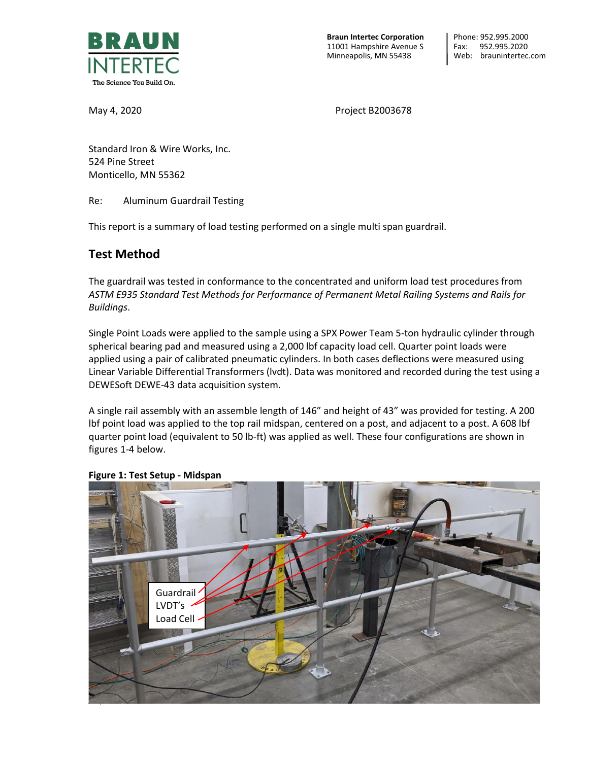**Braun Intertec Corporation**
11001 Hampshire Avenue S
Minneapolis, MN 55438

Phone: 952.995.2000
Fax: 952.995.2020
Web: braunintertec.com

May 4, 2020

Project B2003678

Standard Iron & Wire Works, Inc.
524 Pine Street
Monticello, MN 55362

Re: Aluminum Guardrail Testing

This report is a summary of load testing performed on a single multi span guardrail.

## Test Method

The guardrail was tested in conformance to the concentrated and uniform load test procedures from *ASTM E935 Standard Test Methods for Performance of Permanent Metal Railing Systems and Rails for Buildings*.

Single Point Loads were applied to the sample using a SPX Power Team 5-ton hydraulic cylinder through spherical bearing pad and measured using a 2,000 lbf capacity load cell. Quarter point loads were applied using a pair of calibrated pneumatic cylinders. In both cases deflections were measured using Linear Variable Differential Transformers (lvdt). Data was monitored and recorded during the test using a DEWESoft DEWE-43 data acquisition system.

A single rail assembly with an assemble length of 146" and height of 43" was provided for testing. A 200 lbf point load was applied to the top rail midspan, centered on a post, and adjacent to a post. A 608 lbf quarter point load (equivalent to 50 lb-ft) was applied as well. These four configurations are shown in figures 1-4 below.

**Figure 1: Test Setup - Midspan**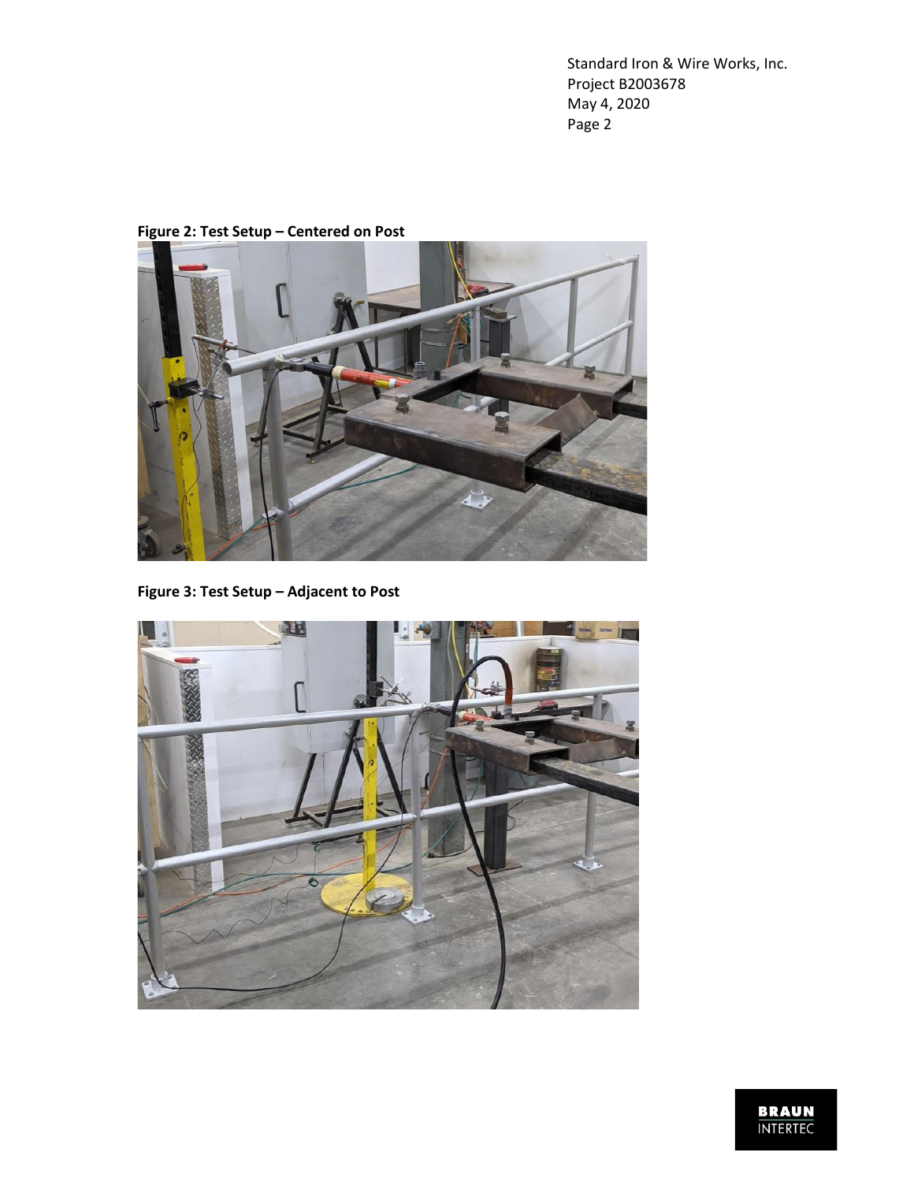**Figure 2: Test Setup – Centered on Post**

**Figure 3: Test Setup – Adjacent to Post**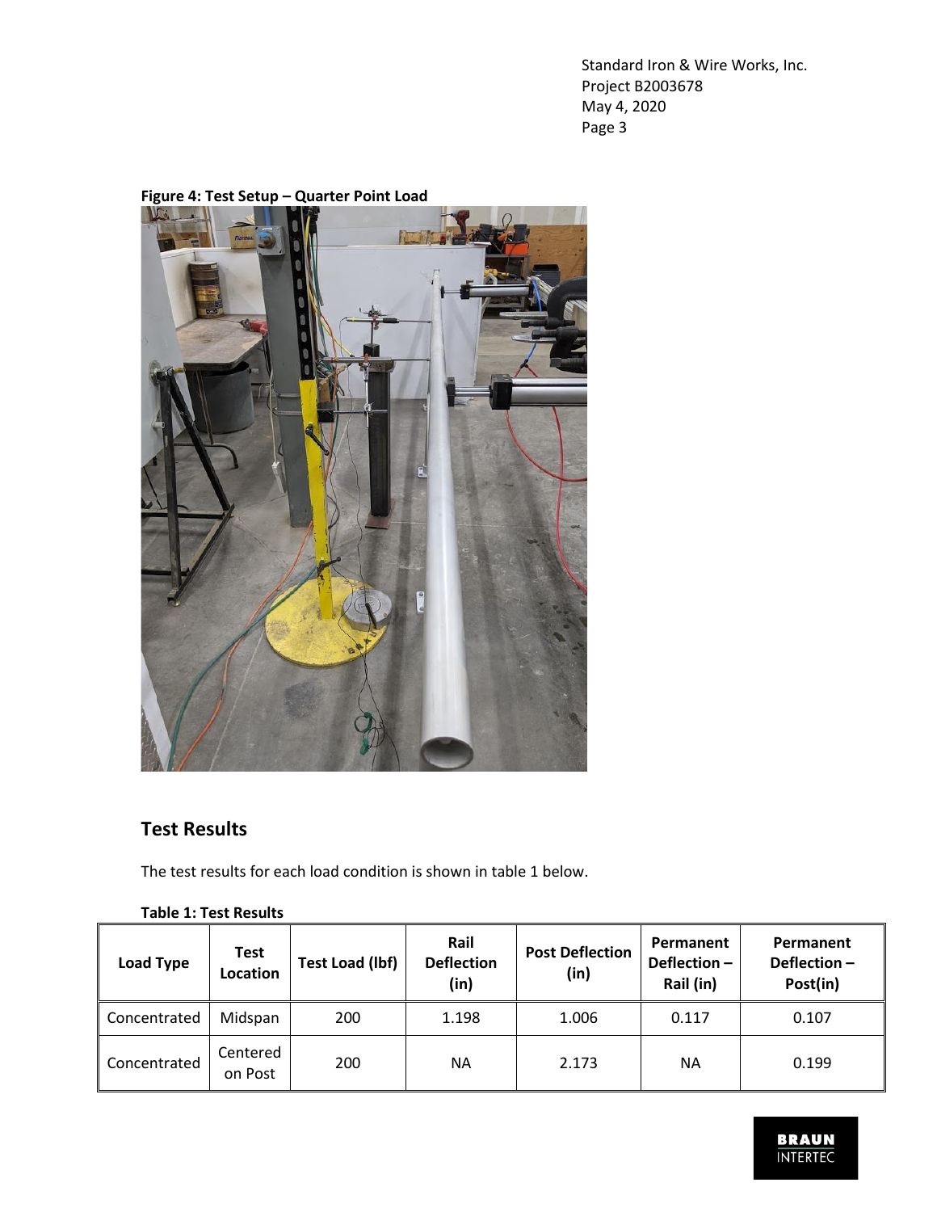**Figure 4: Test Setup – Quarter Point Load**

## Test Results

The test results for each load condition is shown in table 1 below.

**Table 1: Test Results**

| Load Type | Test Location | Test Load (lbf) | Rail Deflection (in) | Post Deflection (in) | Permanent Deflection – Rail (in) | Permanent Deflection – Post(in) |
|---|---|---|---|---|---|---|
| Concentrated | Midspan | 200 | 1.198 | 1.006 | 0.117 | 0.107 |
| Concentrated | Centered on Post | 200 | NA | 2.173 | NA | 0.199 |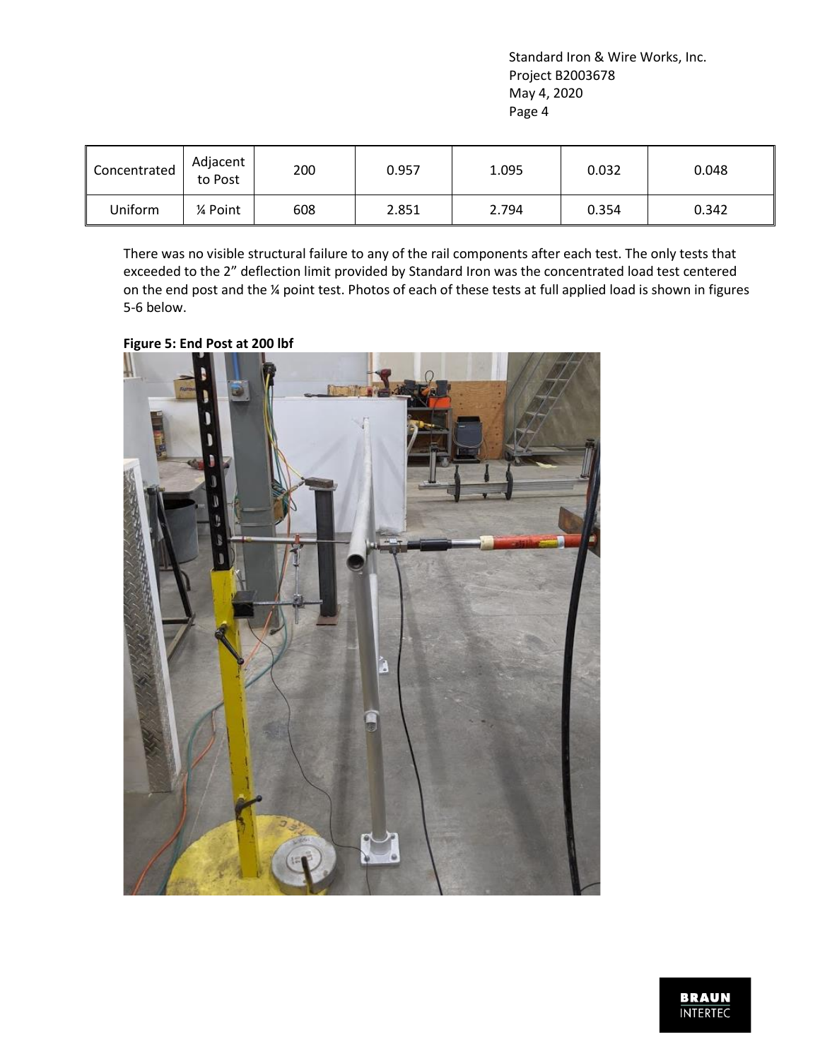| Concentrated | Adjacent to Post | 200 | 0.957 | 1.095 | 0.032 | 0.048 |
|---|---|---|---|---|---|---|
| Uniform | ¼ Point | 608 | 2.851 | 2.794 | 0.354 | 0.342 |

There was no visible structural failure to any of the rail components after each test. The only tests that exceeded to the 2" deflection limit provided by Standard Iron was the concentrated load test centered on the end post and the ¼ point test. Photos of each of these tests at full applied load is shown in figures 5-6 below.

**Figure 5: End Post at 200 lbf**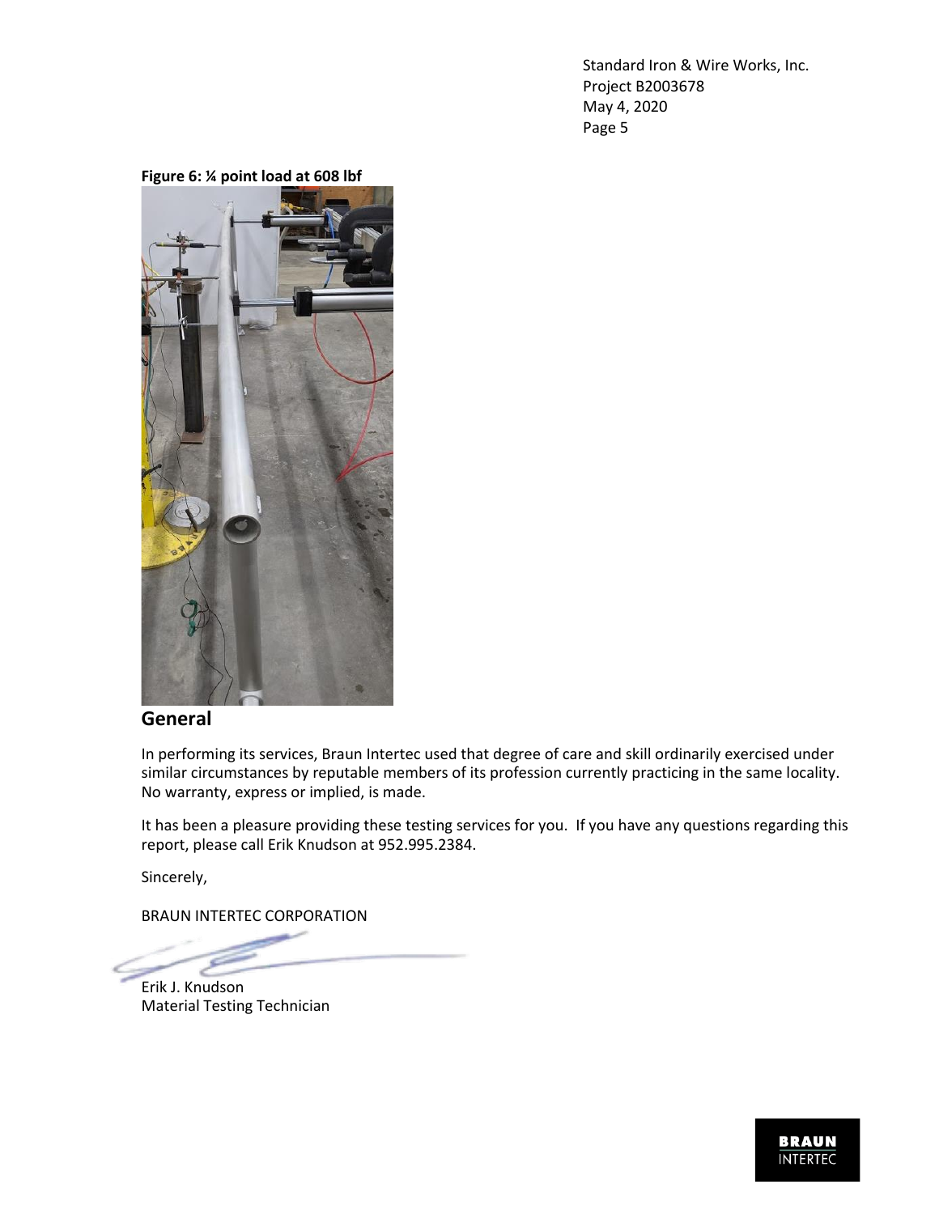**Figure 6: ¼ point load at 608 lbf**

## General

In performing its services, Braun Intertec used that degree of care and skill ordinarily exercised under similar circumstances by reputable members of its profession currently practicing in the same locality. No warranty, express or implied, is made.

It has been a pleasure providing these testing services for you. If you have any questions regarding this report, please call Erik Knudson at 952.995.2384.

Sincerely,

BRAUN INTERTEC CORPORATION

Erik J. Knudson
Material Testing Technician